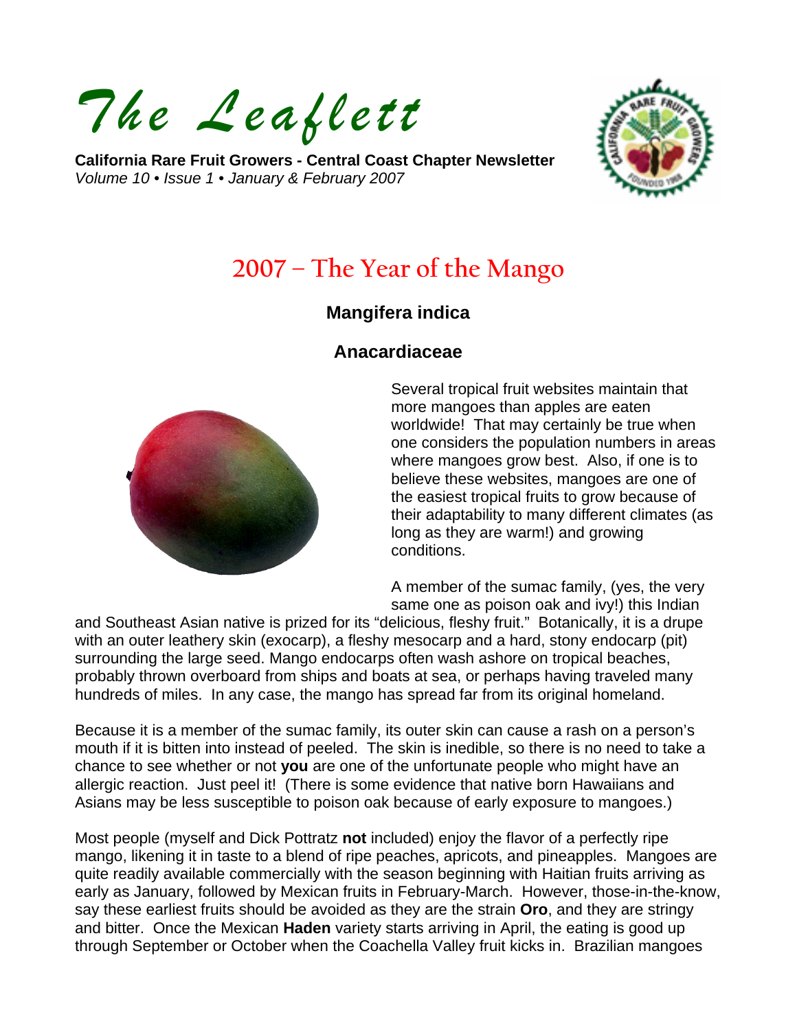# *The Leaflett*

**California Rare Fruit Growers - Central Coast Chapter Newsletter**
*Volume 10 • Issue 1 • January & February 2007*

## 2007 – The Year of the Mango

### Mangifera indica

### Anacardiaceae

Several tropical fruit websites maintain that more mangoes than apples are eaten worldwide! That may certainly be true when one considers the population numbers in areas where mangoes grow best. Also, if one is to believe these websites, mangoes are one of the easiest tropical fruits to grow because of their adaptability to many different climates (as long as they are warm!) and growing conditions.

A member of the sumac family, (yes, the very same one as poison oak and ivy!) this Indian and Southeast Asian native is prized for its "delicious, fleshy fruit." Botanically, it is a drupe with an outer leathery skin (exocarp), a fleshy mesocarp and a hard, stony endocarp (pit) surrounding the large seed. Mango endocarps often wash ashore on tropical beaches, probably thrown overboard from ships and boats at sea, or perhaps having traveled many hundreds of miles. In any case, the mango has spread far from its original homeland.

Because it is a member of the sumac family, its outer skin can cause a rash on a person's mouth if it is bitten into instead of peeled. The skin is inedible, so there is no need to take a chance to see whether or not **you** are one of the unfortunate people who might have an allergic reaction. Just peel it! (There is some evidence that native born Hawaiians and Asians may be less susceptible to poison oak because of early exposure to mangoes.)

Most people (myself and Dick Pottratz **not** included) enjoy the flavor of a perfectly ripe mango, likening it in taste to a blend of ripe peaches, apricots, and pineapples. Mangoes are quite readily available commercially with the season beginning with Haitian fruits arriving as early as January, followed by Mexican fruits in February-March. However, those-in-the-know, say these earliest fruits should be avoided as they are the strain **Oro**, and they are stringy and bitter. Once the Mexican **Haden** variety starts arriving in April, the eating is good up through September or October when the Coachella Valley fruit kicks in. Brazilian mangoes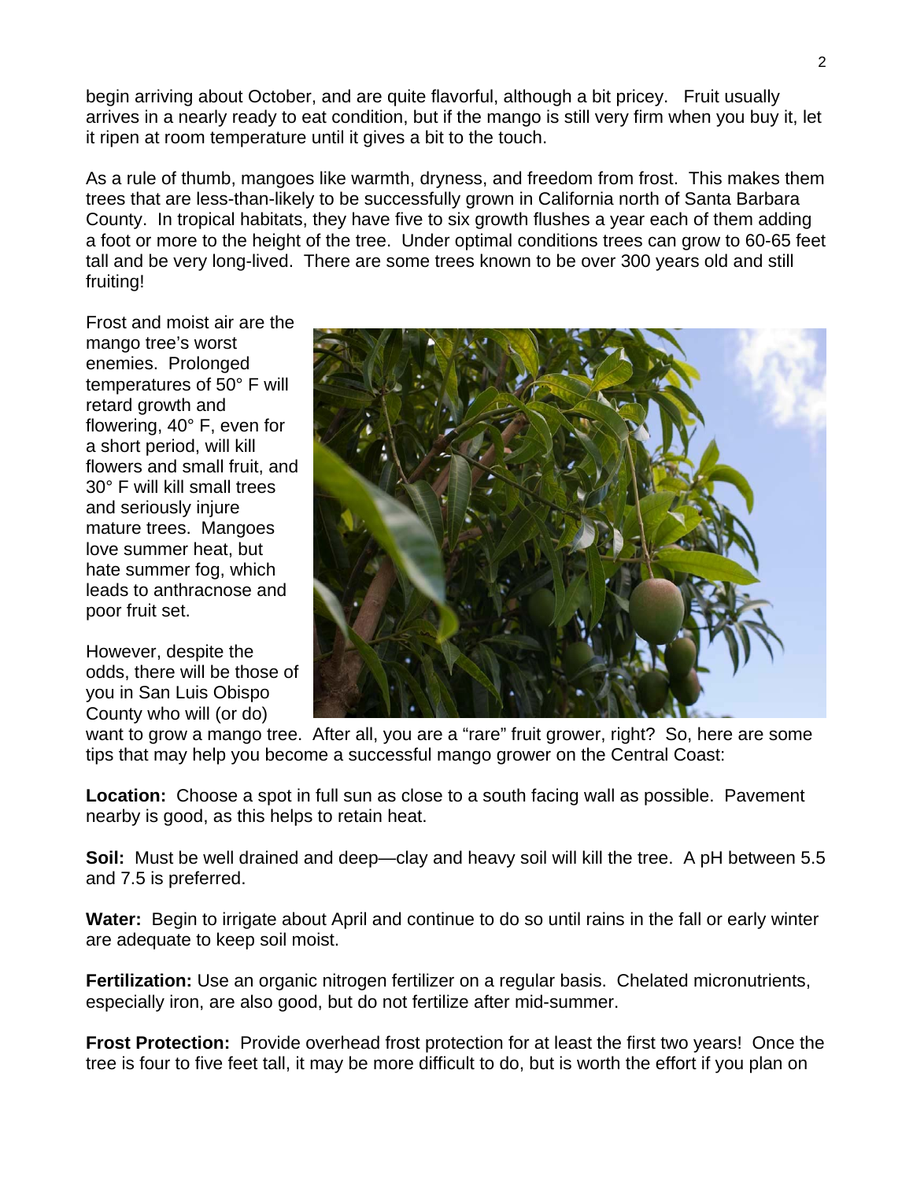begin arriving about October, and are quite flavorful, although a bit pricey. Fruit usually arrives in a nearly ready to eat condition, but if the mango is still very firm when you buy it, let it ripen at room temperature until it gives a bit to the touch.

As a rule of thumb, mangoes like warmth, dryness, and freedom from frost. This makes them trees that are less-than-likely to be successfully grown in California north of Santa Barbara County. In tropical habitats, they have five to six growth flushes a year each of them adding a foot or more to the height of the tree. Under optimal conditions trees can grow to 60-65 feet tall and be very long-lived. There are some trees known to be over 300 years old and still fruiting!

Frost and moist air are the mango tree's worst enemies. Prolonged temperatures of 50° F will retard growth and flowering, 40° F, even for a short period, will kill flowers and small fruit, and 30° F will kill small trees and seriously injure mature trees. Mangoes love summer heat, but hate summer fog, which leads to anthracnose and poor fruit set.

However, despite the odds, there will be those of you in San Luis Obispo County who will (or do) want to grow a mango tree. After all, you are a "rare" fruit grower, right? So, here are some tips that may help you become a successful mango grower on the Central Coast:

**Location:** Choose a spot in full sun as close to a south facing wall as possible. Pavement nearby is good, as this helps to retain heat.

**Soil:** Must be well drained and deep—clay and heavy soil will kill the tree. A pH between 5.5 and 7.5 is preferred.

**Water:** Begin to irrigate about April and continue to do so until rains in the fall or early winter are adequate to keep soil moist.

**Fertilization:** Use an organic nitrogen fertilizer on a regular basis. Chelated micronutrients, especially iron, are also good, but do not fertilize after mid-summer.

**Frost Protection:** Provide overhead frost protection for at least the first two years! Once the tree is four to five feet tall, it may be more difficult to do, but is worth the effort if you plan on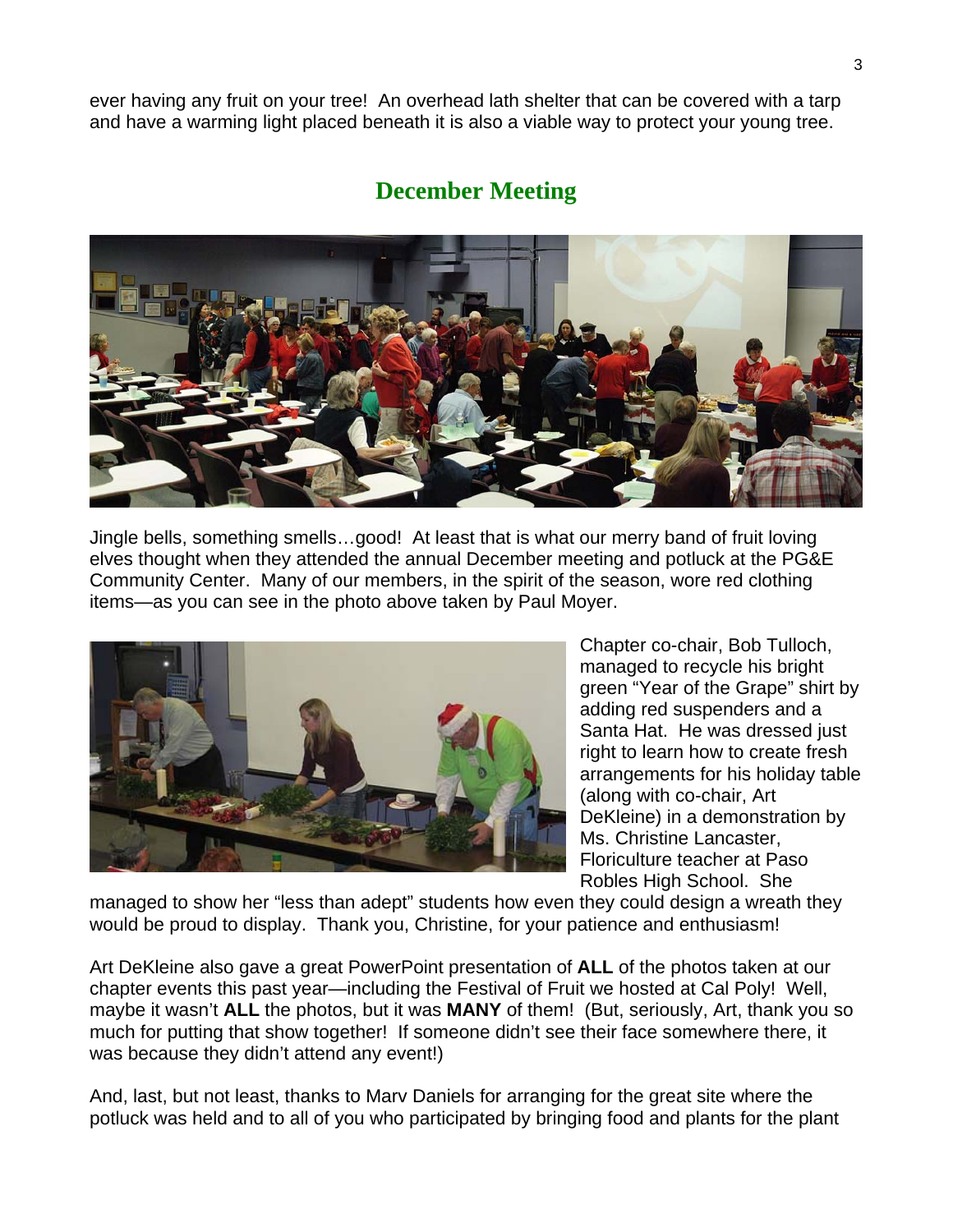ever having any fruit on your tree! An overhead lath shelter that can be covered with a tarp and have a warming light placed beneath it is also a viable way to protect your young tree.

## December Meeting

Jingle bells, something smells…good! At least that is what our merry band of fruit loving elves thought when they attended the annual December meeting and potluck at the PG&E Community Center. Many of our members, in the spirit of the season, wore red clothing items—as you can see in the photo above taken by Paul Moyer.

Chapter co-chair, Bob Tulloch, managed to recycle his bright green "Year of the Grape" shirt by adding red suspenders and a Santa Hat. He was dressed just right to learn how to create fresh arrangements for his holiday table (along with co-chair, Art DeKleine) in a demonstration by Ms. Christine Lancaster, Floriculture teacher at Paso Robles High School. She managed to show her "less than adept" students how even they could design a wreath they would be proud to display. Thank you, Christine, for your patience and enthusiasm!

Art DeKleine also gave a great PowerPoint presentation of **ALL** of the photos taken at our chapter events this past year—including the Festival of Fruit we hosted at Cal Poly! Well, maybe it wasn't **ALL** the photos, but it was **MANY** of them! (But, seriously, Art, thank you so much for putting that show together! If someone didn't see their face somewhere there, it was because they didn't attend any event!)

And, last, but not least, thanks to Marv Daniels for arranging for the great site where the potluck was held and to all of you who participated by bringing food and plants for the plant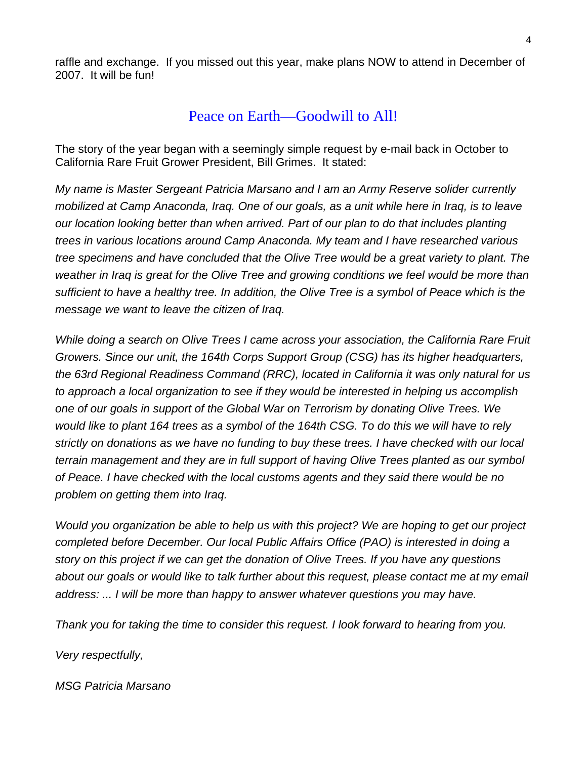raffle and exchange. If you missed out this year, make plans NOW to attend in December of 2007. It will be fun!

## Peace on Earth—Goodwill to All!

The story of the year began with a seemingly simple request by e-mail back in October to California Rare Fruit Grower President, Bill Grimes. It stated:

*My name is Master Sergeant Patricia Marsano and I am an Army Reserve solider currently mobilized at Camp Anaconda, Iraq. One of our goals, as a unit while here in Iraq, is to leave our location looking better than when arrived. Part of our plan to do that includes planting trees in various locations around Camp Anaconda. My team and I have researched various tree specimens and have concluded that the Olive Tree would be a great variety to plant. The weather in Iraq is great for the Olive Tree and growing conditions we feel would be more than sufficient to have a healthy tree. In addition, the Olive Tree is a symbol of Peace which is the message we want to leave the citizen of Iraq.*

*While doing a search on Olive Trees I came across your association, the California Rare Fruit Growers. Since our unit, the 164th Corps Support Group (CSG) has its higher headquarters, the 63rd Regional Readiness Command (RRC), located in California it was only natural for us to approach a local organization to see if they would be interested in helping us accomplish one of our goals in support of the Global War on Terrorism by donating Olive Trees. We would like to plant 164 trees as a symbol of the 164th CSG. To do this we will have to rely strictly on donations as we have no funding to buy these trees. I have checked with our local terrain management and they are in full support of having Olive Trees planted as our symbol of Peace. I have checked with the local customs agents and they said there would be no problem on getting them into Iraq.*

*Would you organization be able to help us with this project? We are hoping to get our project completed before December. Our local Public Affairs Office (PAO) is interested in doing a story on this project if we can get the donation of Olive Trees. If you have any questions about our goals or would like to talk further about this request, please contact me at my email address: ... I will be more than happy to answer whatever questions you may have.*

*Thank you for taking the time to consider this request. I look forward to hearing from you.*

*Very respectfully,*

*MSG Patricia Marsano*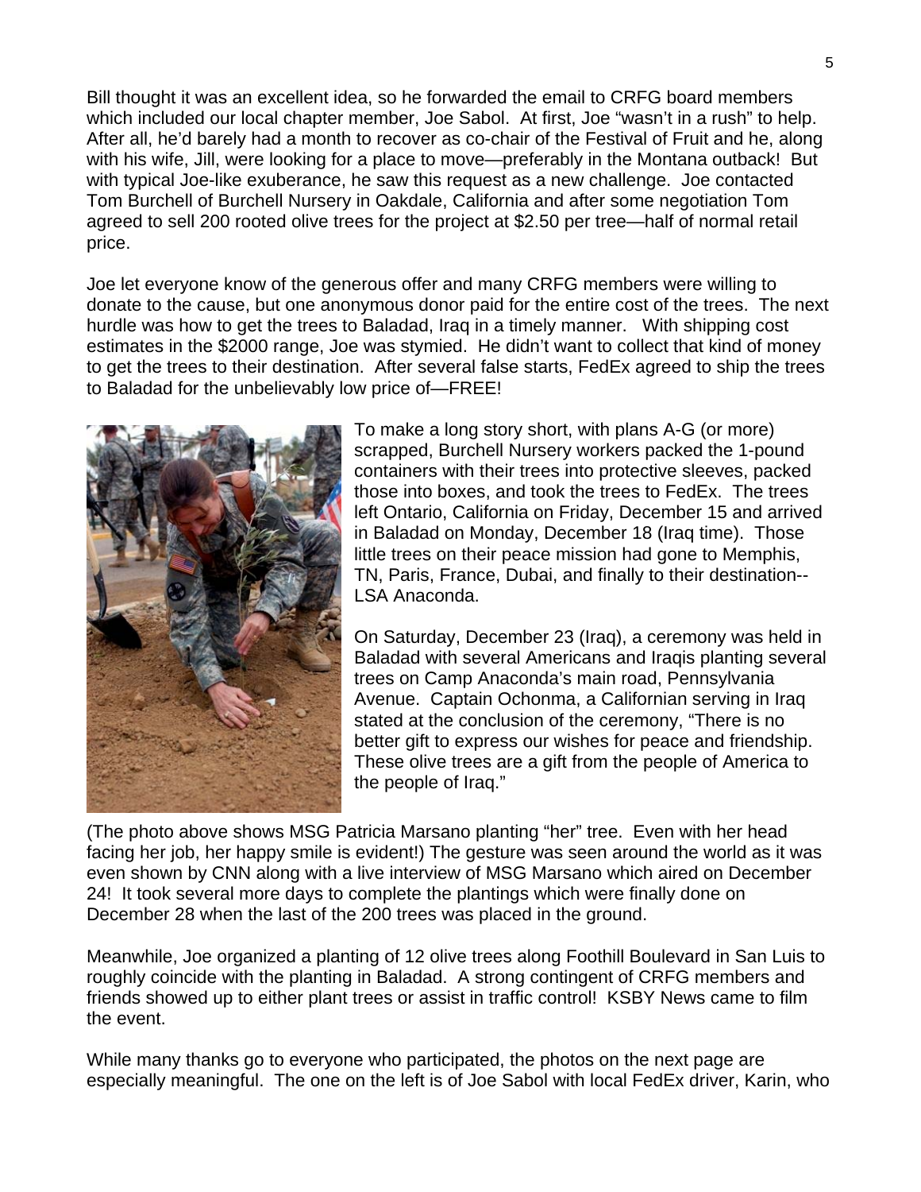Bill thought it was an excellent idea, so he forwarded the email to CRFG board members which included our local chapter member, Joe Sabol. At first, Joe "wasn't in a rush" to help. After all, he'd barely had a month to recover as co-chair of the Festival of Fruit and he, along with his wife, Jill, were looking for a place to move—preferably in the Montana outback! But with typical Joe-like exuberance, he saw this request as a new challenge. Joe contacted Tom Burchell of Burchell Nursery in Oakdale, California and after some negotiation Tom agreed to sell 200 rooted olive trees for the project at $2.50 per tree—half of normal retail price.

Joe let everyone know of the generous offer and many CRFG members were willing to donate to the cause, but one anonymous donor paid for the entire cost of the trees. The next hurdle was how to get the trees to Baladad, Iraq in a timely manner. With shipping cost estimates in the $2000 range, Joe was stymied. He didn't want to collect that kind of money to get the trees to their destination. After several false starts, FedEx agreed to ship the trees to Baladad for the unbelievably low price of—FREE!

To make a long story short, with plans A-G (or more) scrapped, Burchell Nursery workers packed the 1-pound containers with their trees into protective sleeves, packed those into boxes, and took the trees to FedEx. The trees left Ontario, California on Friday, December 15 and arrived in Baladad on Monday, December 18 (Iraq time). Those little trees on their peace mission had gone to Memphis, TN, Paris, France, Dubai, and finally to their destination--LSA Anaconda.

On Saturday, December 23 (Iraq), a ceremony was held in Baladad with several Americans and Iraqis planting several trees on Camp Anaconda's main road, Pennsylvania Avenue. Captain Ochonma, a Californian serving in Iraq stated at the conclusion of the ceremony, "There is no better gift to express our wishes for peace and friendship. These olive trees are a gift from the people of America to the people of Iraq."

(The photo above shows MSG Patricia Marsano planting "her" tree. Even with her head facing her job, her happy smile is evident!) The gesture was seen around the world as it was even shown by CNN along with a live interview of MSG Marsano which aired on December 24! It took several more days to complete the plantings which were finally done on December 28 when the last of the 200 trees was placed in the ground.

Meanwhile, Joe organized a planting of 12 olive trees along Foothill Boulevard in San Luis to roughly coincide with the planting in Baladad. A strong contingent of CRFG members and friends showed up to either plant trees or assist in traffic control! KSBY News came to film the event.

While many thanks go to everyone who participated, the photos on the next page are especially meaningful. The one on the left is of Joe Sabol with local FedEx driver, Karin, who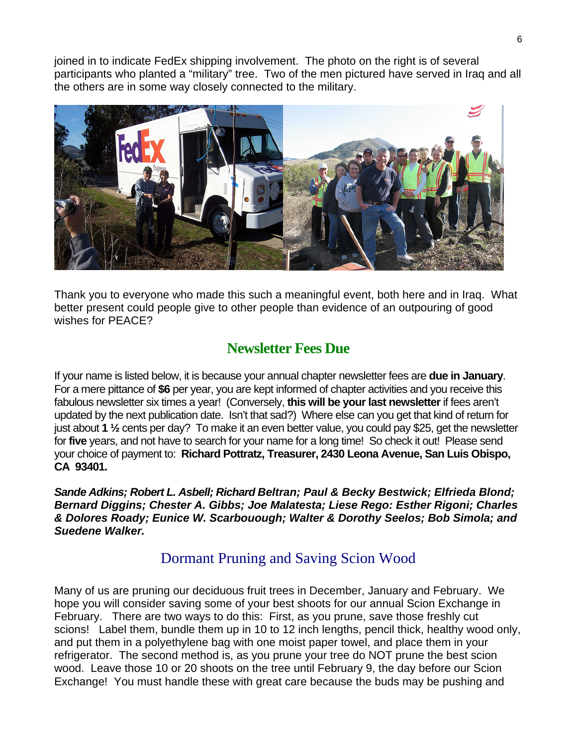joined in to indicate FedEx shipping involvement. The photo on the right is of several participants who planted a "military" tree. Two of the men pictured have served in Iraq and all the others are in some way closely connected to the military.

Thank you to everyone who made this such a meaningful event, both here and in Iraq. What better present could people give to other people than evidence of an outpouring of good wishes for PEACE?

## Newsletter Fees Due

If your name is listed below, it is because your annual chapter newsletter fees are **due in January**. For a mere pittance of **$6** per year, you are kept informed of chapter activities and you receive this fabulous newsletter six times a year! (Conversely, **this will be your last newsletter** if fees aren't updated by the next publication date. Isn't that sad?) Where else can you get that kind of return for just about **1 ½** cents per day? To make it an even better value, you could pay $25, get the newsletter for **five** years, and not have to search for your name for a long time! So check it out! Please send your choice of payment to: **Richard Pottratz, Treasurer, 2430 Leona Avenue, San Luis Obispo, CA 93401.**

***Sande Adkins; Robert L. Asbell; Richard Beltran; Paul & Becky Bestwick; Elfrieda Blond; Bernard Diggins; Chester A. Gibbs; Joe Malatesta; Liese Rego: Esther Rigoni; Charles & Dolores Roady; Eunice W. Scarbouough; Walter & Dorothy Seelos; Bob Simola; and Suedene Walker.***

## Dormant Pruning and Saving Scion Wood

Many of us are pruning our deciduous fruit trees in December, January and February. We hope you will consider saving some of your best shoots for our annual Scion Exchange in February. There are two ways to do this: First, as you prune, save those freshly cut scions! Label them, bundle them up in 10 to 12 inch lengths, pencil thick, healthy wood only, and put them in a polyethylene bag with one moist paper towel, and place them in your refrigerator. The second method is, as you prune your tree do NOT prune the best scion wood. Leave those 10 or 20 shoots on the tree until February 9, the day before our Scion Exchange! You must handle these with great care because the buds may be pushing and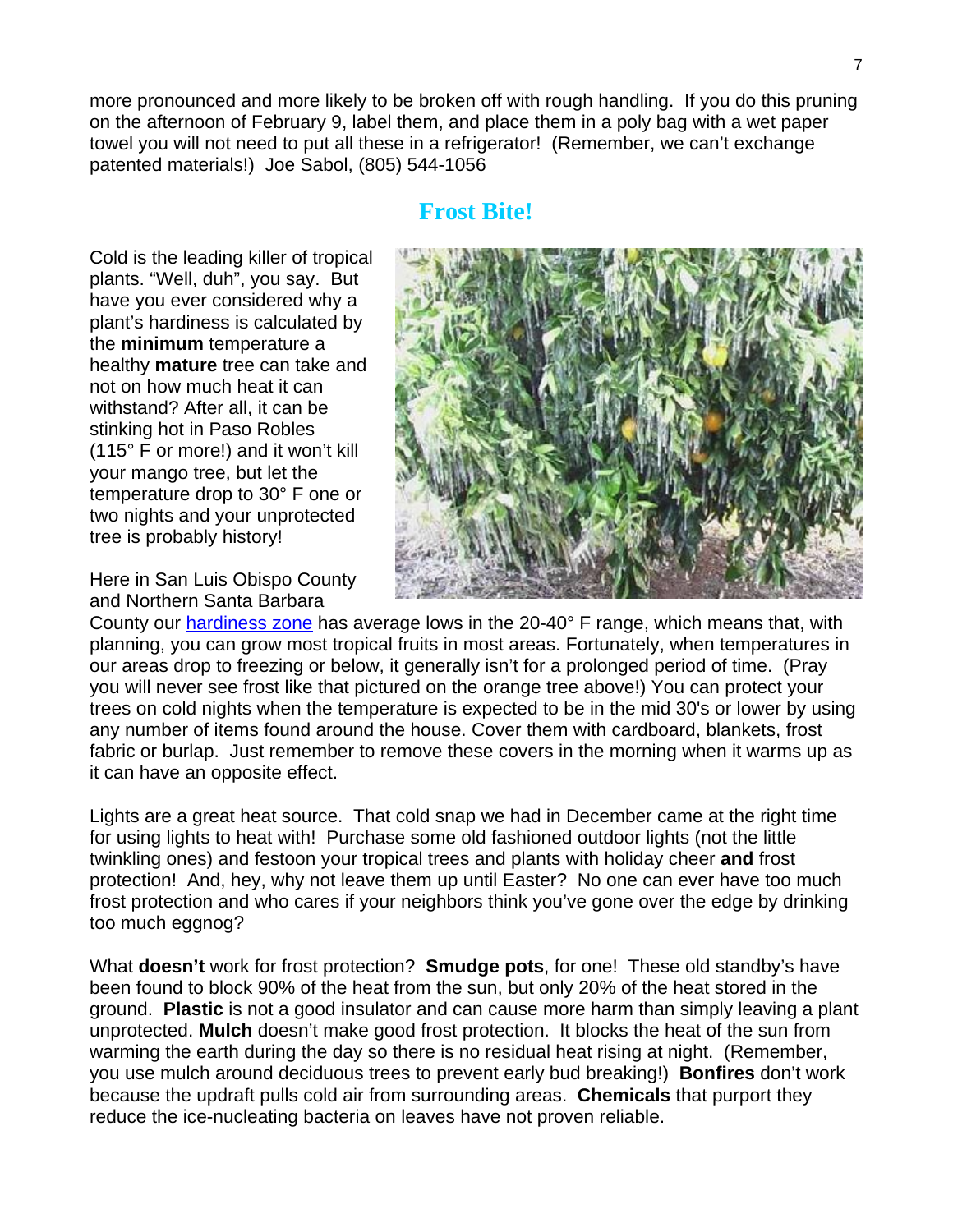more pronounced and more likely to be broken off with rough handling. If you do this pruning on the afternoon of February 9, label them, and place them in a poly bag with a wet paper towel you will not need to put all these in a refrigerator! (Remember, we can't exchange patented materials!) Joe Sabol, (805) 544-1056

## Frost Bite!

Cold is the leading killer of tropical plants. "Well, duh", you say. But have you ever considered why a plant's hardiness is calculated by the **minimum** temperature a healthy **mature** tree can take and not on how much heat it can withstand? After all, it can be stinking hot in Paso Robles (115° F or more!) and it won't kill your mango tree, but let the temperature drop to 30° F one or two nights and your unprotected tree is probably history!

Here in San Luis Obispo County and Northern Santa Barbara County our hardiness zone has average lows in the 20-40° F range, which means that, with planning, you can grow most tropical fruits in most areas. Fortunately, when temperatures in our areas drop to freezing or below, it generally isn't for a prolonged period of time. (Pray you will never see frost like that pictured on the orange tree above!) You can protect your trees on cold nights when the temperature is expected to be in the mid 30's or lower by using any number of items found around the house. Cover them with cardboard, blankets, frost fabric or burlap. Just remember to remove these covers in the morning when it warms up as it can have an opposite effect.

Lights are a great heat source. That cold snap we had in December came at the right time for using lights to heat with! Purchase some old fashioned outdoor lights (not the little twinkling ones) and festoon your tropical trees and plants with holiday cheer **and** frost protection! And, hey, why not leave them up until Easter? No one can ever have too much frost protection and who cares if your neighbors think you've gone over the edge by drinking too much eggnog?

What **doesn't** work for frost protection? **Smudge pots**, for one! These old standby's have been found to block 90% of the heat from the sun, but only 20% of the heat stored in the ground. **Plastic** is not a good insulator and can cause more harm than simply leaving a plant unprotected. **Mulch** doesn't make good frost protection. It blocks the heat of the sun from warming the earth during the day so there is no residual heat rising at night. (Remember, you use mulch around deciduous trees to prevent early bud breaking!) **Bonfires** don't work because the updraft pulls cold air from surrounding areas. **Chemicals** that purport they reduce the ice-nucleating bacteria on leaves have not proven reliable.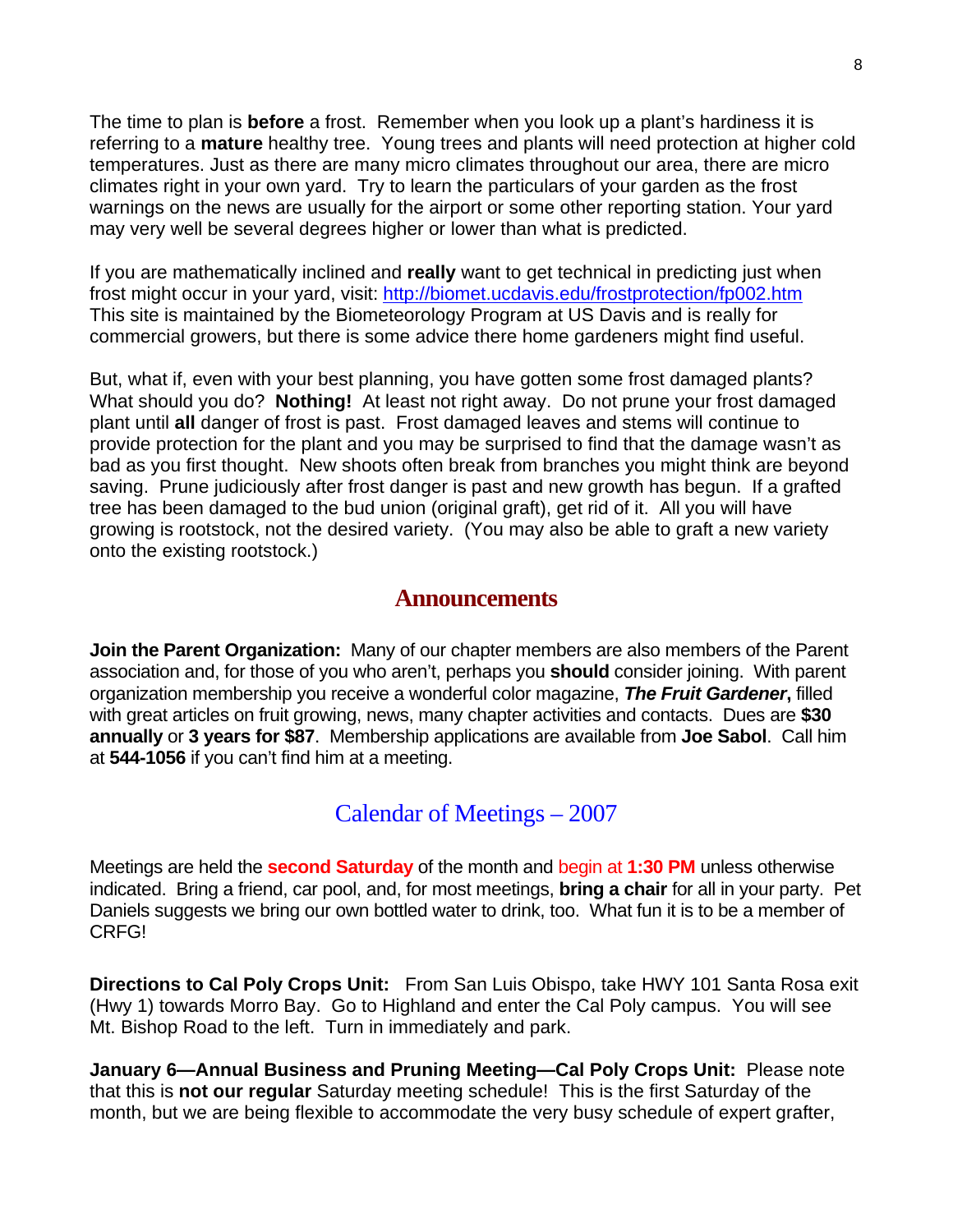The time to plan is **before** a frost. Remember when you look up a plant's hardiness it is referring to a **mature** healthy tree. Young trees and plants will need protection at higher cold temperatures. Just as there are many micro climates throughout our area, there are micro climates right in your own yard. Try to learn the particulars of your garden as the frost warnings on the news are usually for the airport or some other reporting station. Your yard may very well be several degrees higher or lower than what is predicted.

If you are mathematically inclined and **really** want to get technical in predicting just when frost might occur in your yard, visit: http://biomet.ucdavis.edu/frostprotection/fp002.htm This site is maintained by the Biometeorology Program at US Davis and is really for commercial growers, but there is some advice there home gardeners might find useful.

But, what if, even with your best planning, you have gotten some frost damaged plants? What should you do? **Nothing!** At least not right away. Do not prune your frost damaged plant until **all** danger of frost is past. Frost damaged leaves and stems will continue to provide protection for the plant and you may be surprised to find that the damage wasn't as bad as you first thought. New shoots often break from branches you might think are beyond saving. Prune judiciously after frost danger is past and new growth has begun. If a grafted tree has been damaged to the bud union (original graft), get rid of it. All you will have growing is rootstock, not the desired variety. (You may also be able to graft a new variety onto the existing rootstock.)

## Announcements

**Join the Parent Organization:** Many of our chapter members are also members of the Parent association and, for those of you who aren't, perhaps you **should** consider joining. With parent organization membership you receive a wonderful color magazine, ***The Fruit Gardener*,** filled with great articles on fruit growing, news, many chapter activities and contacts. Dues are **$30 annually** or **3 years for $87**. Membership applications are available from **Joe Sabol**. Call him at **544-1056** if you can't find him at a meeting.

## Calendar of Meetings – 2007

Meetings are held the **second Saturday** of the month and begin at **1:30 PM** unless otherwise indicated. Bring a friend, car pool, and, for most meetings, **bring a chair** for all in your party. Pet Daniels suggests we bring our own bottled water to drink, too. What fun it is to be a member of CRFG!

**Directions to Cal Poly Crops Unit:** From San Luis Obispo, take HWY 101 Santa Rosa exit (Hwy 1) towards Morro Bay. Go to Highland and enter the Cal Poly campus. You will see Mt. Bishop Road to the left. Turn in immediately and park.

**January 6—Annual Business and Pruning Meeting—Cal Poly Crops Unit:** Please note that this is **not our regular** Saturday meeting schedule! This is the first Saturday of the month, but we are being flexible to accommodate the very busy schedule of expert grafter,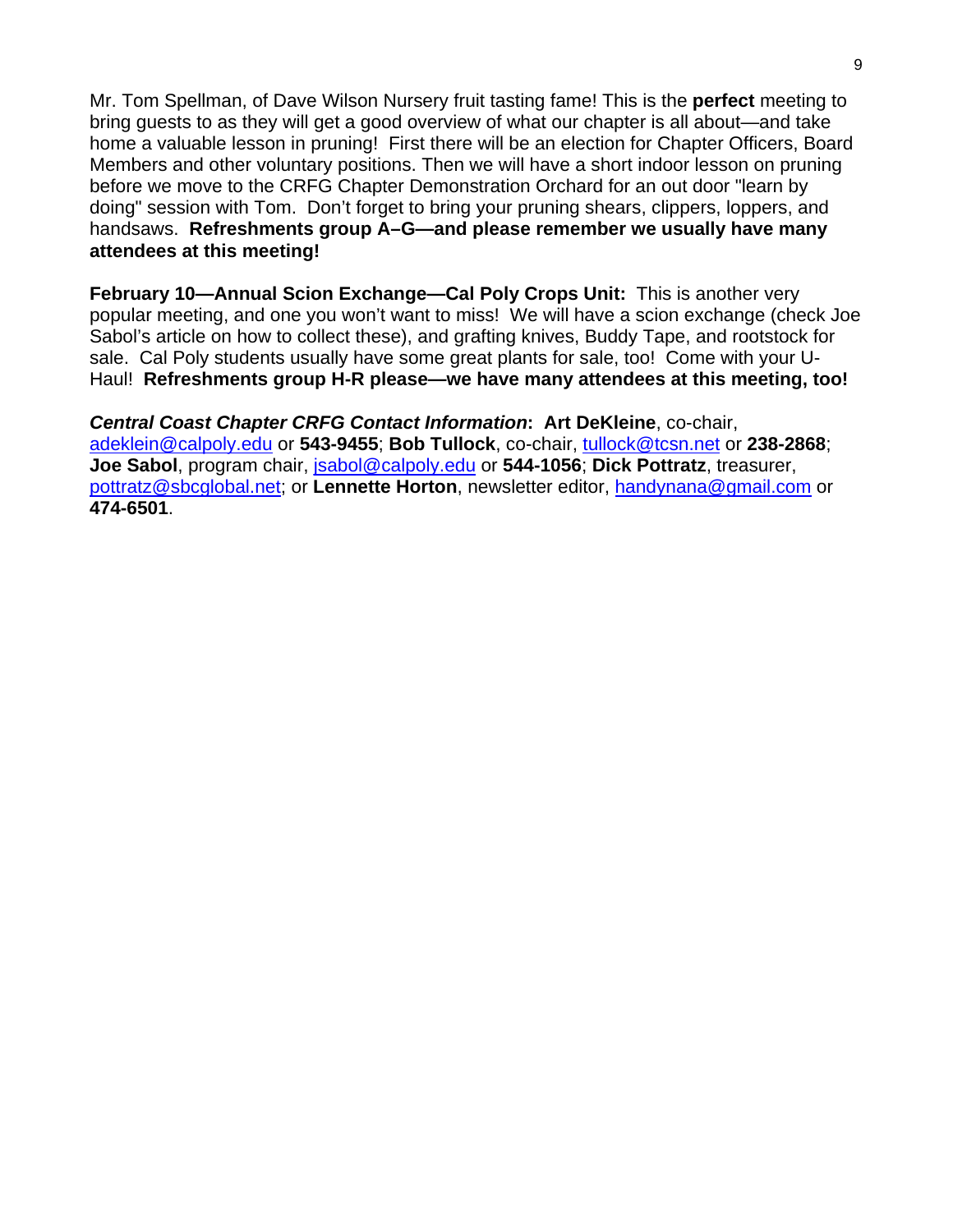Mr. Tom Spellman, of Dave Wilson Nursery fruit tasting fame! This is the **perfect** meeting to bring guests to as they will get a good overview of what our chapter is all about—and take home a valuable lesson in pruning! First there will be an election for Chapter Officers, Board Members and other voluntary positions. Then we will have a short indoor lesson on pruning before we move to the CRFG Chapter Demonstration Orchard for an out door "learn by doing" session with Tom. Don't forget to bring your pruning shears, clippers, loppers, and handsaws. **Refreshments group A–G—and please remember we usually have many attendees at this meeting!**

**February 10—Annual Scion Exchange—Cal Poly Crops Unit:** This is another very popular meeting, and one you won't want to miss! We will have a scion exchange (check Joe Sabol's article on how to collect these), and grafting knives, Buddy Tape, and rootstock for sale. Cal Poly students usually have some great plants for sale, too! Come with your U-Haul! **Refreshments group H-R please—we have many attendees at this meeting, too!**

***Central Coast Chapter CRFG Contact Information*:** **Art DeKleine**, co-chair, adeklein@calpoly.edu or **543-9455**; **Bob Tullock**, co-chair, tullock@tcsn.net or **238-2868**; **Joe Sabol**, program chair, jsabol@calpoly.edu or **544-1056**; **Dick Pottratz**, treasurer, pottratz@sbcglobal.net; or **Lennette Horton**, newsletter editor, handynana@gmail.com or **474-6501**.